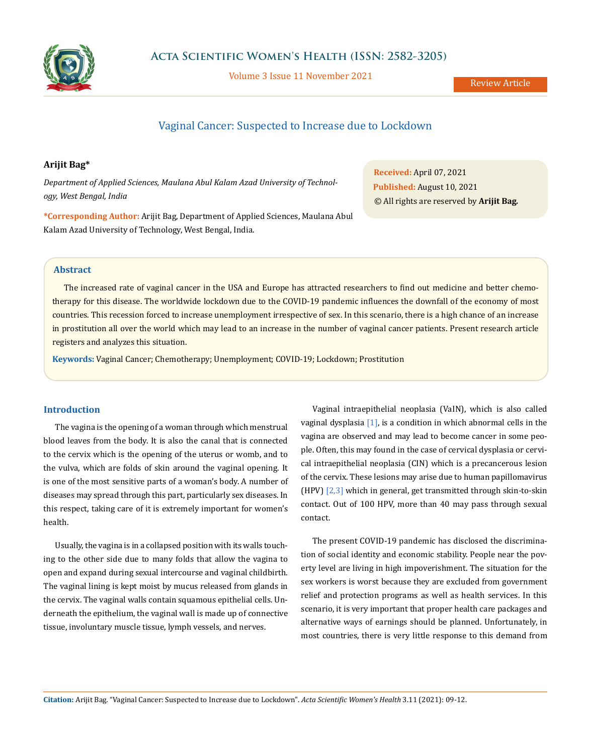# Vaginal Cancer: Suspected to Increase due to Lockdown

**Arijit Bag***

*Department of Applied Sciences, Maulana Abul Kalam Azad University of Technology, West Bengal, India*

**\*Corresponding Author:** Arijit Bag, Department of Applied Sciences, Maulana Abul Kalam Azad University of Technology, West Bengal, India.

**Received:** April 07, 2021
**Published:** August 10, 2021
© All rights are reserved by **Arijit Bag.**

## Abstract

The increased rate of vaginal cancer in the USA and Europe has attracted researchers to find out medicine and better chemotherapy for this disease. The worldwide lockdown due to the COVID-19 pandemic influences the downfall of the economy of most countries. This recession forced to increase unemployment irrespective of sex. In this scenario, there is a high chance of an increase in prostitution all over the world which may lead to an increase in the number of vaginal cancer patients. Present research article registers and analyzes this situation.

**Keywords:** Vaginal Cancer; Chemotherapy; Unemployment; COVID-19; Lockdown; Prostitution

## Introduction

The vagina is the opening of a woman through which menstrual blood leaves from the body. It is also the canal that is connected to the cervix which is the opening of the uterus or womb, and to the vulva, which are folds of skin around the vaginal opening. It is one of the most sensitive parts of a woman's body. A number of diseases may spread through this part, particularly sex diseases. In this respect, taking care of it is extremely important for women's health.

Usually, the vagina is in a collapsed position with its walls touching to the other side due to many folds that allow the vagina to open and expand during sexual intercourse and vaginal childbirth. The vaginal lining is kept moist by mucus released from glands in the cervix. The vaginal walls contain squamous epithelial cells. Underneath the epithelium, the vaginal wall is made up of connective tissue, involuntary muscle tissue, lymph vessels, and nerves.

Vaginal intraepithelial neoplasia (VaIN), which is also called vaginal dysplasia [1], is a condition in which abnormal cells in the vagina are observed and may lead to become cancer in some people. Often, this may found in the case of cervical dysplasia or cervical intraepithelial neoplasia (CIN) which is a precancerous lesion of the cervix. These lesions may arise due to human papillomavirus (HPV) [2,3] which in general, get transmitted through skin-to-skin contact. Out of 100 HPV, more than 40 may pass through sexual contact.

The present COVID-19 pandemic has disclosed the discrimination of social identity and economic stability. People near the poverty level are living in high impoverishment. The situation for the sex workers is worst because they are excluded from government relief and protection programs as well as health services. In this scenario, it is very important that proper health care packages and alternative ways of earnings should be planned. Unfortunately, in most countries, there is very little response to this demand from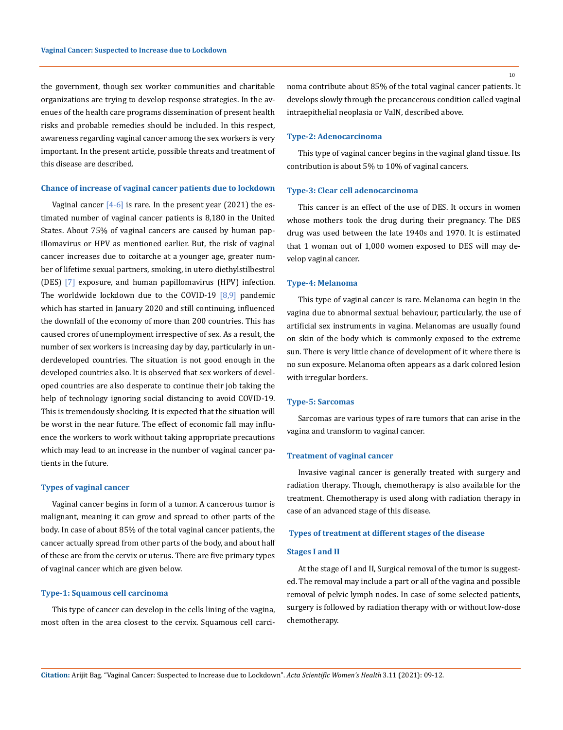the government, though sex worker communities and charitable organizations are trying to develop response strategies. In the avenues of the health care programs dissemination of present health risks and probable remedies should be included. In this respect, awareness regarding vaginal cancer among the sex workers is very important. In the present article, possible threats and treatment of this disease are described.

### Chance of increase of vaginal cancer patients due to lockdown

Vaginal cancer [4-6] is rare. In the present year (2021) the estimated number of vaginal cancer patients is 8,180 in the United States. About 75% of vaginal cancers are caused by human papillomavirus or HPV as mentioned earlier. But, the risk of vaginal cancer increases due to coitarche at a younger age, greater number of lifetime sexual partners, smoking, in utero diethylstilbestrol (DES) [7] exposure, and human papillomavirus (HPV) infection. The worldwide lockdown due to the COVID-19 [8,9] pandemic which has started in January 2020 and still continuing, influenced the downfall of the economy of more than 200 countries. This has caused crores of unemployment irrespective of sex. As a result, the number of sex workers is increasing day by day, particularly in underdeveloped countries. The situation is not good enough in the developed countries also. It is observed that sex workers of developed countries are also desperate to continue their job taking the help of technology ignoring social distancing to avoid COVID-19. This is tremendously shocking. It is expected that the situation will be worst in the near future. The effect of economic fall may influence the workers to work without taking appropriate precautions which may lead to an increase in the number of vaginal cancer patients in the future.

### Types of vaginal cancer

Vaginal cancer begins in form of a tumor. A cancerous tumor is malignant, meaning it can grow and spread to other parts of the body. In case of about 85% of the total vaginal cancer patients, the cancer actually spread from other parts of the body, and about half of these are from the cervix or uterus. There are five primary types of vaginal cancer which are given below.

#### Type-1: Squamous cell carcinoma

This type of cancer can develop in the cells lining of the vagina, most often in the area closest to the cervix. Squamous cell carcinoma contribute about 85% of the total vaginal cancer patients. It develops slowly through the precancerous condition called vaginal intraepithelial neoplasia or VaIN, described above.

#### Type-2: Adenocarcinoma

This type of vaginal cancer begins in the vaginal gland tissue. Its contribution is about 5% to 10% of vaginal cancers.

#### Type-3: Clear cell adenocarcinoma

This cancer is an effect of the use of DES. It occurs in women whose mothers took the drug during their pregnancy. The DES drug was used between the late 1940s and 1970. It is estimated that 1 woman out of 1,000 women exposed to DES will may develop vaginal cancer.

#### Type-4: Melanoma

This type of vaginal cancer is rare. Melanoma can begin in the vagina due to abnormal sextual behaviour, particularly, the use of artificial sex instruments in vagina. Melanomas are usually found on skin of the body which is commonly exposed to the extreme sun. There is very little chance of development of it where there is no sun exposure. Melanoma often appears as a dark colored lesion with irregular borders.

#### Type-5: Sarcomas

Sarcomas are various types of rare tumors that can arise in the vagina and transform to vaginal cancer.

### Treatment of vaginal cancer

Invasive vaginal cancer is generally treated with surgery and radiation therapy. Though, chemotherapy is also available for the treatment. Chemotherapy is used along with radiation therapy in case of an advanced stage of this disease.

### Types of treatment at different stages of the disease

#### Stages I and II

At the stage of I and II, Surgical removal of the tumor is suggested. The removal may include a part or all of the vagina and possible removal of pelvic lymph nodes. In case of some selected patients, surgery is followed by radiation therapy with or without low-dose chemotherapy.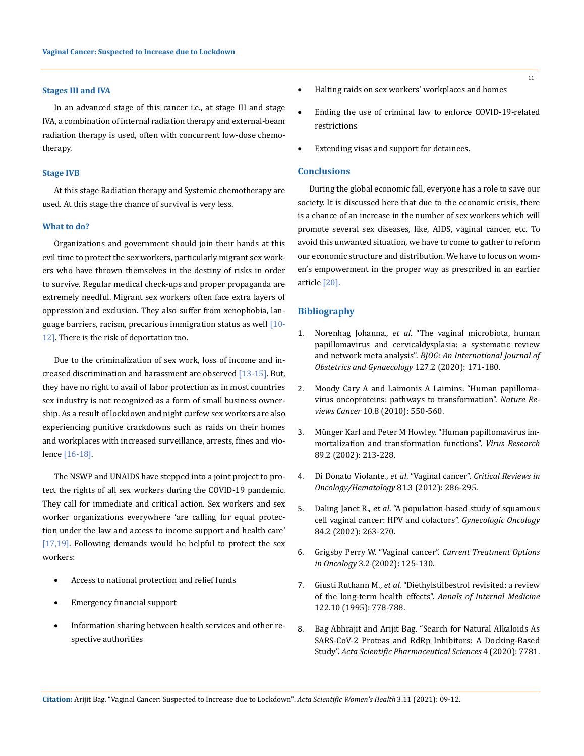### Stages III and IVA

In an advanced stage of this cancer i.e., at stage III and stage IVA, a combination of internal radiation therapy and external-beam radiation therapy is used, often with concurrent low-dose chemotherapy.

### Stage IVB

At this stage Radiation therapy and Systemic chemotherapy are used. At this stage the chance of survival is very less.

### What to do?

Organizations and government should join their hands at this evil time to protect the sex workers, particularly migrant sex workers who have thrown themselves in the destiny of risks in order to survive. Regular medical check-ups and proper propaganda are extremely needful. Migrant sex workers often face extra layers of oppression and exclusion. They also suffer from xenophobia, language barriers, racism, precarious immigration status as well [10-12]. There is the risk of deportation too.

Due to the criminalization of sex work, loss of income and increased discrimination and harassment are observed [13-15]. But, they have no right to avail of labor protection as in most countries sex industry is not recognized as a form of small business ownership. As a result of lockdown and night curfew sex workers are also experiencing punitive crackdowns such as raids on their homes and workplaces with increased surveillance, arrests, fines and violence [16-18].

The NSWP and UNAIDS have stepped into a joint project to protect the rights of all sex workers during the COVID-19 pandemic. They call for immediate and critical action. Sex workers and sex worker organizations everywhere 'are calling for equal protection under the law and access to income support and health care' [17,19]. Following demands would be helpful to protect the sex workers:

- Access to national protection and relief funds
- Emergency financial support
- Information sharing between health services and other respective authorities
- Halting raids on sex workers' workplaces and homes
- Ending the use of criminal law to enforce COVID-19-related restrictions
- Extending visas and support for detainees.

## Conclusions

During the global economic fall, everyone has a role to save our society. It is discussed here that due to the economic crisis, there is a chance of an increase in the number of sex workers which will promote several sex diseases, like, AIDS, vaginal cancer, etc. To avoid this unwanted situation, we have to come to gather to reform our economic structure and distribution. We have to focus on women's empowerment in the proper way as prescribed in an earlier article [20].

## Bibliography

1. Norenhag Johanna., *et al*. "The vaginal microbiota, human papillomavirus and cervicaldysplasia: a systematic review and network meta analysis". *BJOG: An International Journal of Obstetrics and Gynaecology* 127.2 (2020): 171-180.
2. Moody Cary A and Laimonis A Laimins. "Human papillomavirus oncoproteins: pathways to transformation". *Nature Reviews Cancer* 10.8 (2010): 550-560.
3. Münger Karl and Peter M Howley. "Human papillomavirus immortalization and transformation functions". *Virus Research* 89.2 (2002): 213-228.
4. Di Donato Violante., *et al*. "Vaginal cancer". *Critical Reviews in Oncology/Hematology* 81.3 (2012): 286-295.
5. Daling Janet R., *et al*. "A population-based study of squamous cell vaginal cancer: HPV and cofactors". *Gynecologic Oncology* 84.2 (2002): 263-270.
6. Grigsby Perry W. "Vaginal cancer". *Current Treatment Options in Oncology* 3.2 (2002): 125-130.
7. Giusti Ruthann M., *et al*. "Diethylstilbestrol revisited: a review of the long-term health effects". *Annals of Internal Medicine* 122.10 (1995): 778-788.
8. Bag Abhrajit and Arijit Bag. "Search for Natural Alkaloids As SARS-CoV-2 Proteas and RdRp Inhibitors: A Docking-Based Study". *Acta Scientific Pharmaceutical Sciences* 4 (2020): 7781.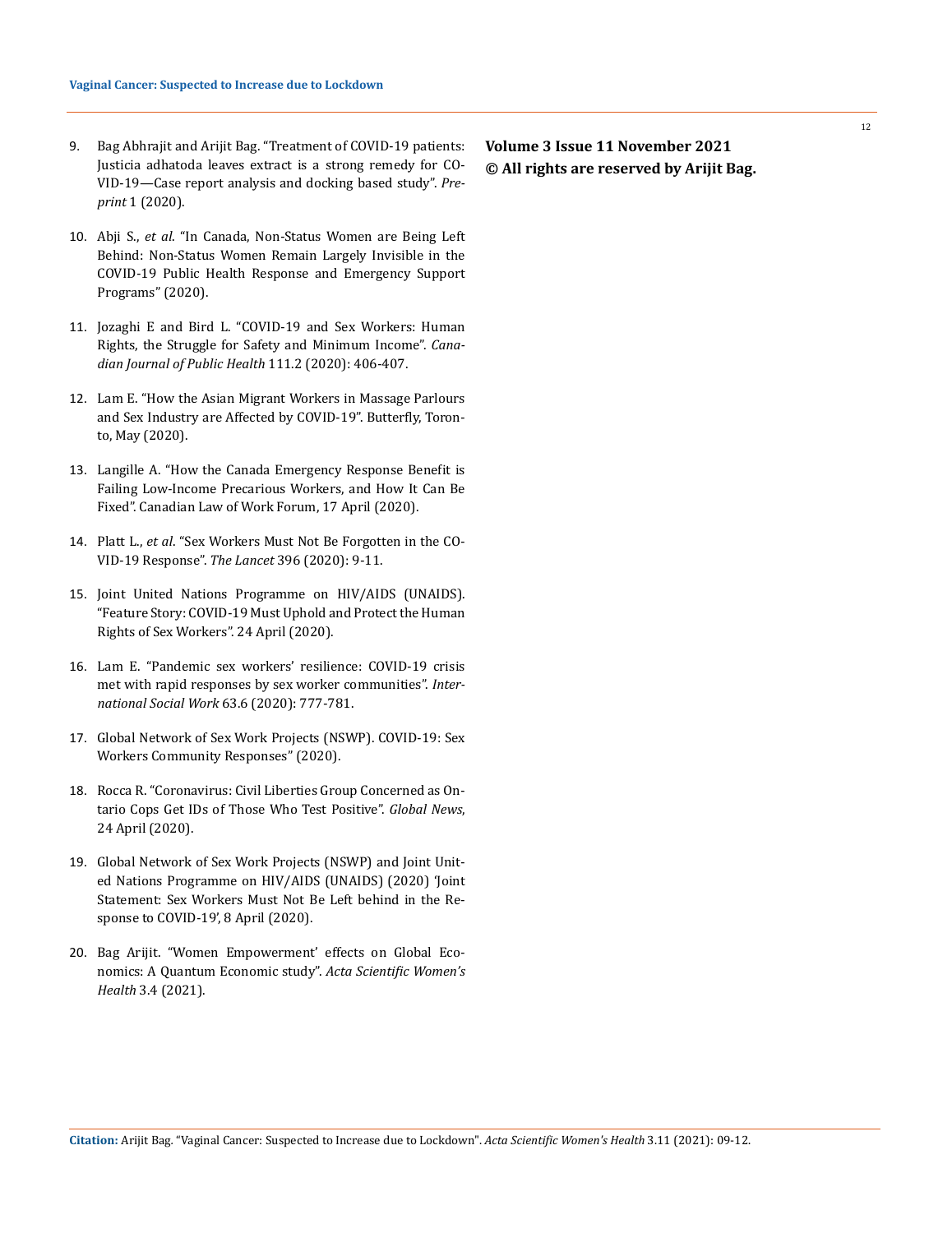9. Bag Abhrajit and Arijit Bag. "Treatment of COVID-19 patients: Justicia adhatoda leaves extract is a strong remedy for COVID-19—Case report analysis and docking based study". *Preprint* 1 (2020).

10. Abji S., *et al*. "In Canada, Non-Status Women are Being Left Behind: Non-Status Women Remain Largely Invisible in the COVID-19 Public Health Response and Emergency Support Programs" (2020).

11. Jozaghi E and Bird L. "COVID-19 and Sex Workers: Human Rights, the Struggle for Safety and Minimum Income". *Canadian Journal of Public Health* 111.2 (2020): 406-407.

12. Lam E. "How the Asian Migrant Workers in Massage Parlours and Sex Industry are Affected by COVID-19". Butterfly, Toronto, May (2020).

13. Langille A. "How the Canada Emergency Response Benefit is Failing Low-Income Precarious Workers, and How It Can Be Fixed". Canadian Law of Work Forum, 17 April (2020).

14. Platt L., *et al*. "Sex Workers Must Not Be Forgotten in the COVID-19 Response". *The Lancet* 396 (2020): 9-11.

15. Joint United Nations Programme on HIV/AIDS (UNAIDS). "Feature Story: COVID-19 Must Uphold and Protect the Human Rights of Sex Workers". 24 April (2020).

16. Lam E. "Pandemic sex workers' resilience: COVID-19 crisis met with rapid responses by sex worker communities". *International Social Work* 63.6 (2020): 777-781.

17. Global Network of Sex Work Projects (NSWP). COVID-19: Sex Workers Community Responses" (2020).

18. Rocca R. "Coronavirus: Civil Liberties Group Concerned as Ontario Cops Get IDs of Those Who Test Positive". *Global News*, 24 April (2020).

19. Global Network of Sex Work Projects (NSWP) and Joint United Nations Programme on HIV/AIDS (UNAIDS) (2020) 'Joint Statement: Sex Workers Must Not Be Left behind in the Response to COVID-19', 8 April (2020).

20. Bag Arijit. "Women Empowerment' effects on Global Economics: A Quantum Economic study". *Acta Scientific Women's Health* 3.4 (2021).

**Volume 3 Issue 11 November 2021**
**© All rights are reserved by Arijit Bag.**